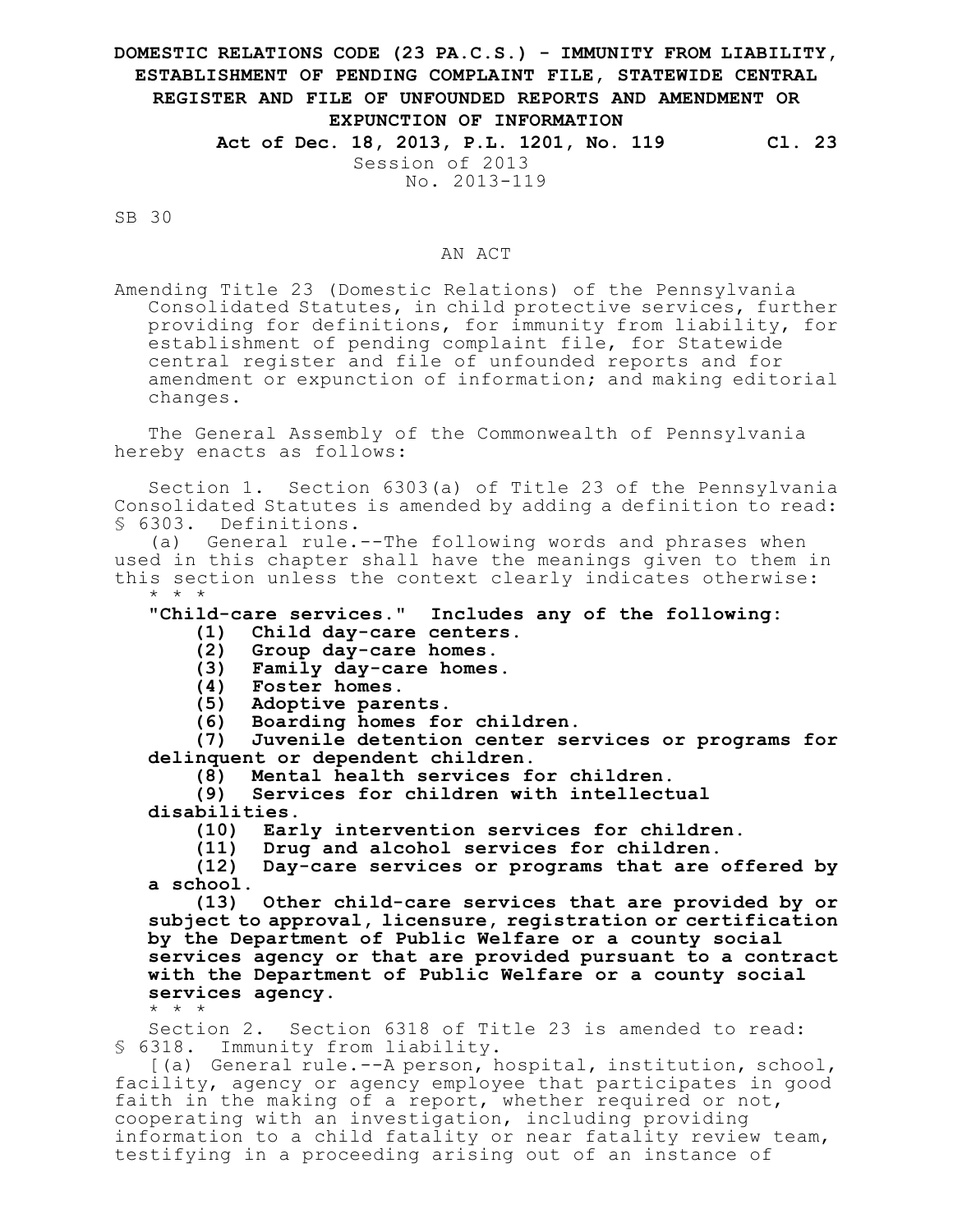**DOMESTIC RELATIONS CODE (23 PA.C.S.) - IMMUNITY FROM LIABILITY, ESTABLISHMENT OF PENDING COMPLAINT FILE, STATEWIDE CENTRAL REGISTER AND FILE OF UNFOUNDED REPORTS AND AMENDMENT OR EXPUNCTION OF INFORMATION**

**Act of Dec. 18, 2013, P.L. 1201, No. 119 Cl. 23**

Session of 2013
No. 2013-119

SB 30

AN ACT

Amending Title 23 (Domestic Relations) of the Pennsylvania Consolidated Statutes, in child protective services, further providing for definitions, for immunity from liability, for establishment of pending complaint file, for Statewide central register and file of unfounded reports and for amendment or expunction of information; and making editorial changes.

The General Assembly of the Commonwealth of Pennsylvania hereby enacts as follows:

Section 1. Section 6303(a) of Title 23 of the Pennsylvania Consolidated Statutes is amended by adding a definition to read:

§ 6303. Definitions.

(a) General rule.--The following words and phrases when used in this chapter shall have the meanings given to them in this section unless the context clearly indicates otherwise:

\* \* \*

**"Child-care services." Includes any of the following:**

**(1) Child day-care centers.**

**(2) Group day-care homes.**

**(3) Family day-care homes.**

**(4) Foster homes.**

**(5) Adoptive parents.**

**(6) Boarding homes for children.**

**(7) Juvenile detention center services or programs for delinquent or dependent children.**

**(8) Mental health services for children.**

**(9) Services for children with intellectual disabilities.**

**(10) Early intervention services for children.**

**(11) Drug and alcohol services for children.**

**(12) Day-care services or programs that are offered by a school.**

**(13) Other child-care services that are provided by or subject to approval, licensure, registration or certification by the Department of Public Welfare or a county social services agency or that are provided pursuant to a contract with the Department of Public Welfare or a county social services agency.**

\* \* \*

Section 2. Section 6318 of Title 23 is amended to read:

§ 6318. Immunity from liability.

[(a) General rule.--A person, hospital, institution, school, facility, agency or agency employee that participates in good faith in the making of a report, whether required or not, cooperating with an investigation, including providing information to a child fatality or near fatality review team, testifying in a proceeding arising out of an instance of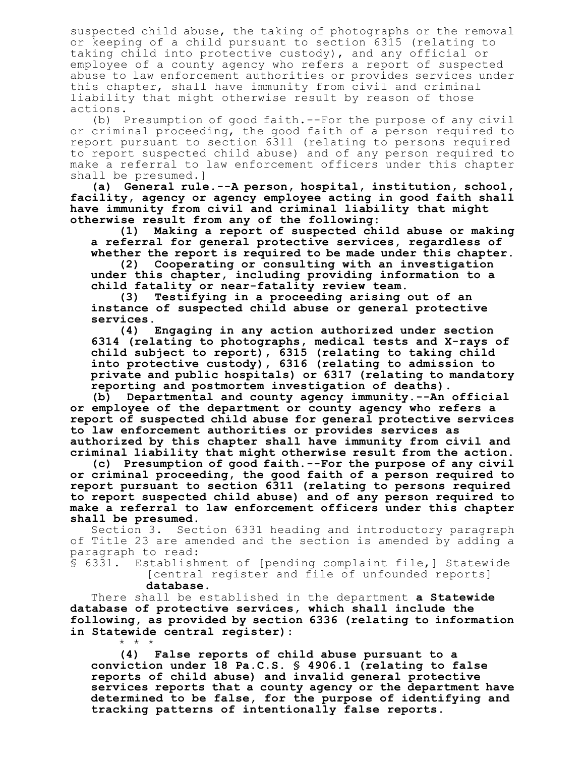suspected child abuse, the taking of photographs or the removal or keeping of a child pursuant to section 6315 (relating to taking child into protective custody), and any official or employee of a county agency who refers a report of suspected abuse to law enforcement authorities or provides services under this chapter, shall have immunity from civil and criminal liability that might otherwise result by reason of those actions.

(b) Presumption of good faith.--For the purpose of any civil or criminal proceeding, the good faith of a person required to report pursuant to section 6311 (relating to persons required to report suspected child abuse) and of any person required to make a referral to law enforcement officers under this chapter shall be presumed.]

**(a) General rule.--A person, hospital, institution, school, facility, agency or agency employee acting in good faith shall have immunity from civil and criminal liability that might otherwise result from any of the following:**

**(1) Making a report of suspected child abuse or making a referral for general protective services, regardless of whether the report is required to be made under this chapter.**

**(2) Cooperating or consulting with an investigation under this chapter, including providing information to a child fatality or near-fatality review team.**

**(3) Testifying in a proceeding arising out of an instance of suspected child abuse or general protective services.**

**(4) Engaging in any action authorized under section 6314 (relating to photographs, medical tests and X-rays of child subject to report), 6315 (relating to taking child into protective custody), 6316 (relating to admission to private and public hospitals) or 6317 (relating to mandatory reporting and postmortem investigation of deaths).**

**(b) Departmental and county agency immunity.--An official or employee of the department or county agency who refers a report of suspected child abuse for general protective services to law enforcement authorities or provides services as authorized by this chapter shall have immunity from civil and criminal liability that might otherwise result from the action.**

**(c) Presumption of good faith.--For the purpose of any civil or criminal proceeding, the good faith of a person required to report pursuant to section 6311 (relating to persons required to report suspected child abuse) and of any person required to make a referral to law enforcement officers under this chapter shall be presumed.**

Section 3. Section 6331 heading and introductory paragraph of Title 23 are amended and the section is amended by adding a paragraph to read:

§ 6331. Establishment of [pending complaint file,] Statewide [central register and file of unfounded reports] **database.**

There shall be established in the department **a Statewide database of protective services, which shall include the following, as provided by section 6336 (relating to information in Statewide central register):**

\* \* \*

**(4) False reports of child abuse pursuant to a conviction under 18 Pa.C.S. § 4906.1 (relating to false reports of child abuse) and invalid general protective services reports that a county agency or the department have determined to be false, for the purpose of identifying and tracking patterns of intentionally false reports.**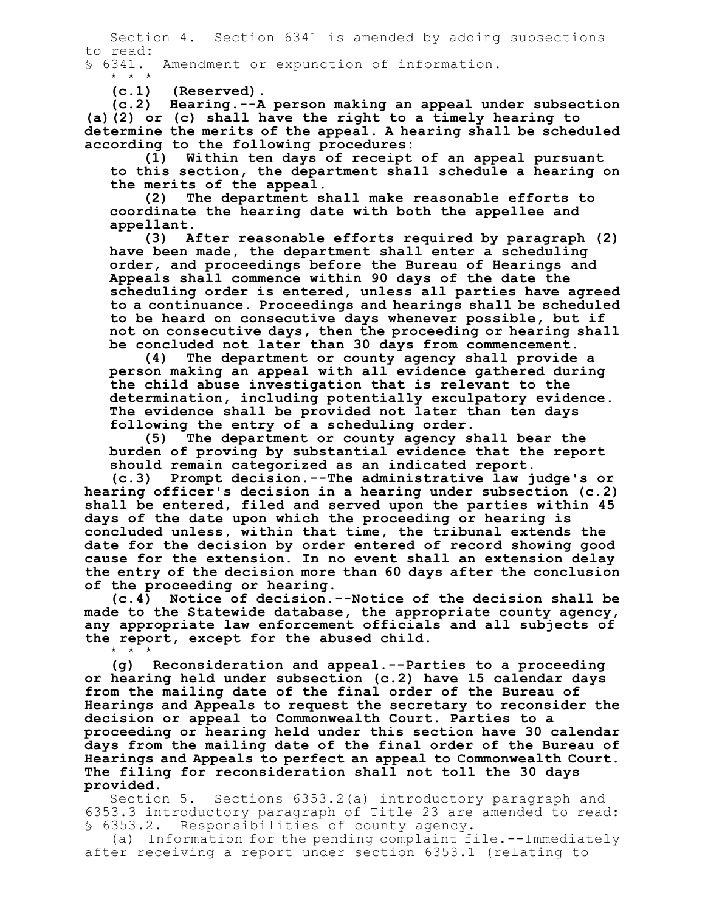Section 4. Section 6341 is amended by adding subsections to read:

§ 6341. Amendment or expunction of information.

\* \* \*

**(c.1) (Reserved).**

**(c.2) Hearing.--A person making an appeal under subsection (a)(2) or (c) shall have the right to a timely hearing to determine the merits of the appeal. A hearing shall be scheduled according to the following procedures:**

**(1) Within ten days of receipt of an appeal pursuant to this section, the department shall schedule a hearing on the merits of the appeal.**

**(2) The department shall make reasonable efforts to coordinate the hearing date with both the appellee and appellant.**

**(3) After reasonable efforts required by paragraph (2) have been made, the department shall enter a scheduling order, and proceedings before the Bureau of Hearings and Appeals shall commence within 90 days of the date the scheduling order is entered, unless all parties have agreed to a continuance. Proceedings and hearings shall be scheduled to be heard on consecutive days whenever possible, but if not on consecutive days, then the proceeding or hearing shall be concluded not later than 30 days from commencement.**

**(4) The department or county agency shall provide a person making an appeal with all evidence gathered during the child abuse investigation that is relevant to the determination, including potentially exculpatory evidence. The evidence shall be provided not later than ten days following the entry of a scheduling order.**

**(5) The department or county agency shall bear the burden of proving by substantial evidence that the report should remain categorized as an indicated report.**

**(c.3) Prompt decision.--The administrative law judge's or hearing officer's decision in a hearing under subsection (c.2) shall be entered, filed and served upon the parties within 45 days of the date upon which the proceeding or hearing is concluded unless, within that time, the tribunal extends the date for the decision by order entered of record showing good cause for the extension. In no event shall an extension delay the entry of the decision more than 60 days after the conclusion of the proceeding or hearing.**

**(c.4) Notice of decision.--Notice of the decision shall be made to the Statewide database, the appropriate county agency, any appropriate law enforcement officials and all subjects of the report, except for the abused child.**

\* \* \*

**(g) Reconsideration and appeal.--Parties to a proceeding or hearing held under subsection (c.2) have 15 calendar days from the mailing date of the final order of the Bureau of Hearings and Appeals to request the secretary to reconsider the decision or appeal to Commonwealth Court. Parties to a proceeding or hearing held under this section have 30 calendar days from the mailing date of the final order of the Bureau of Hearings and Appeals to perfect an appeal to Commonwealth Court. The filing for reconsideration shall not toll the 30 days provided.**

Section 5. Sections 6353.2(a) introductory paragraph and 6353.3 introductory paragraph of Title 23 are amended to read:

§ 6353.2. Responsibilities of county agency.

(a) Information for the pending complaint file.--Immediately after receiving a report under section 6353.1 (relating to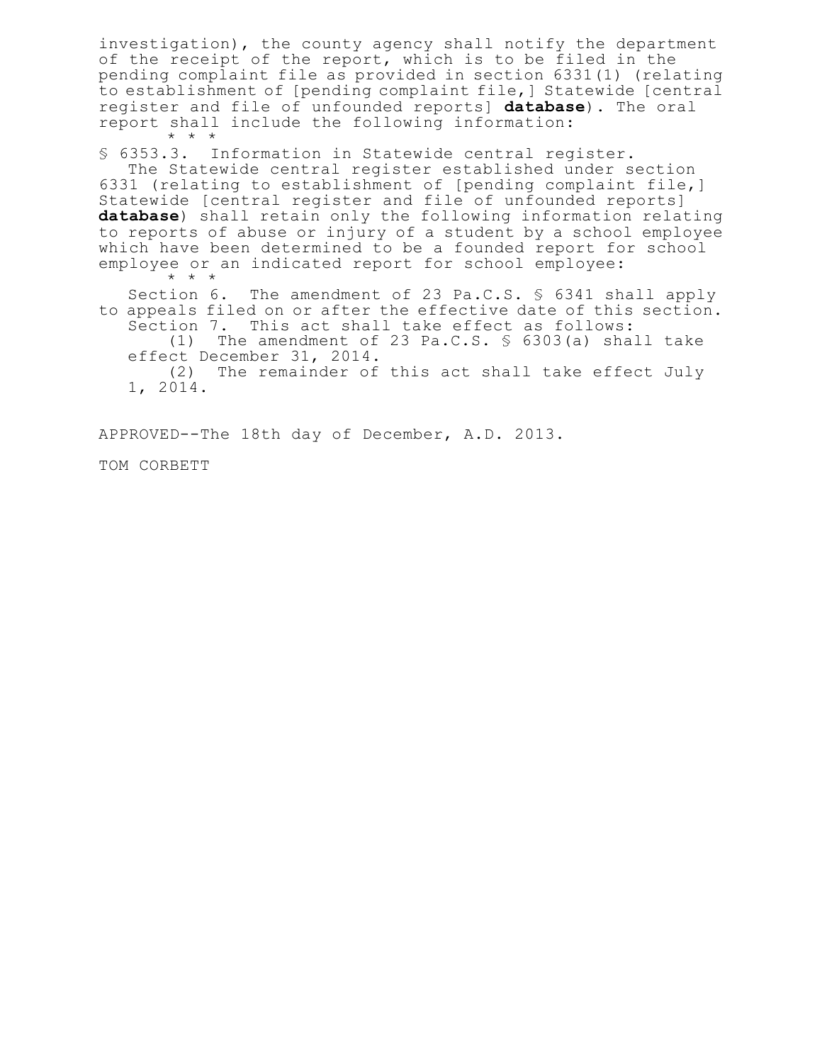investigation), the county agency shall notify the department of the receipt of the report, which is to be filed in the pending complaint file as provided in section 6331(1) (relating to establishment of [pending complaint file,] Statewide [central register and file of unfounded reports] **database**). The oral report shall include the following information:

\* \* \*

§ 6353.3. Information in Statewide central register.

The Statewide central register established under section 6331 (relating to establishment of [pending complaint file,] Statewide [central register and file of unfounded reports] **database**) shall retain only the following information relating to reports of abuse or injury of a student by a school employee which have been determined to be a founded report for school employee or an indicated report for school employee:

\* \* \*

Section 6. The amendment of 23 Pa.C.S. § 6341 shall apply to appeals filed on or after the effective date of this section.

Section 7. This act shall take effect as follows:

(1) The amendment of 23 Pa.C.S. § 6303(a) shall take effect December 31, 2014.

(2) The remainder of this act shall take effect July 1, 2014.

APPROVED--The 18th day of December, A.D. 2013.

TOM CORBETT